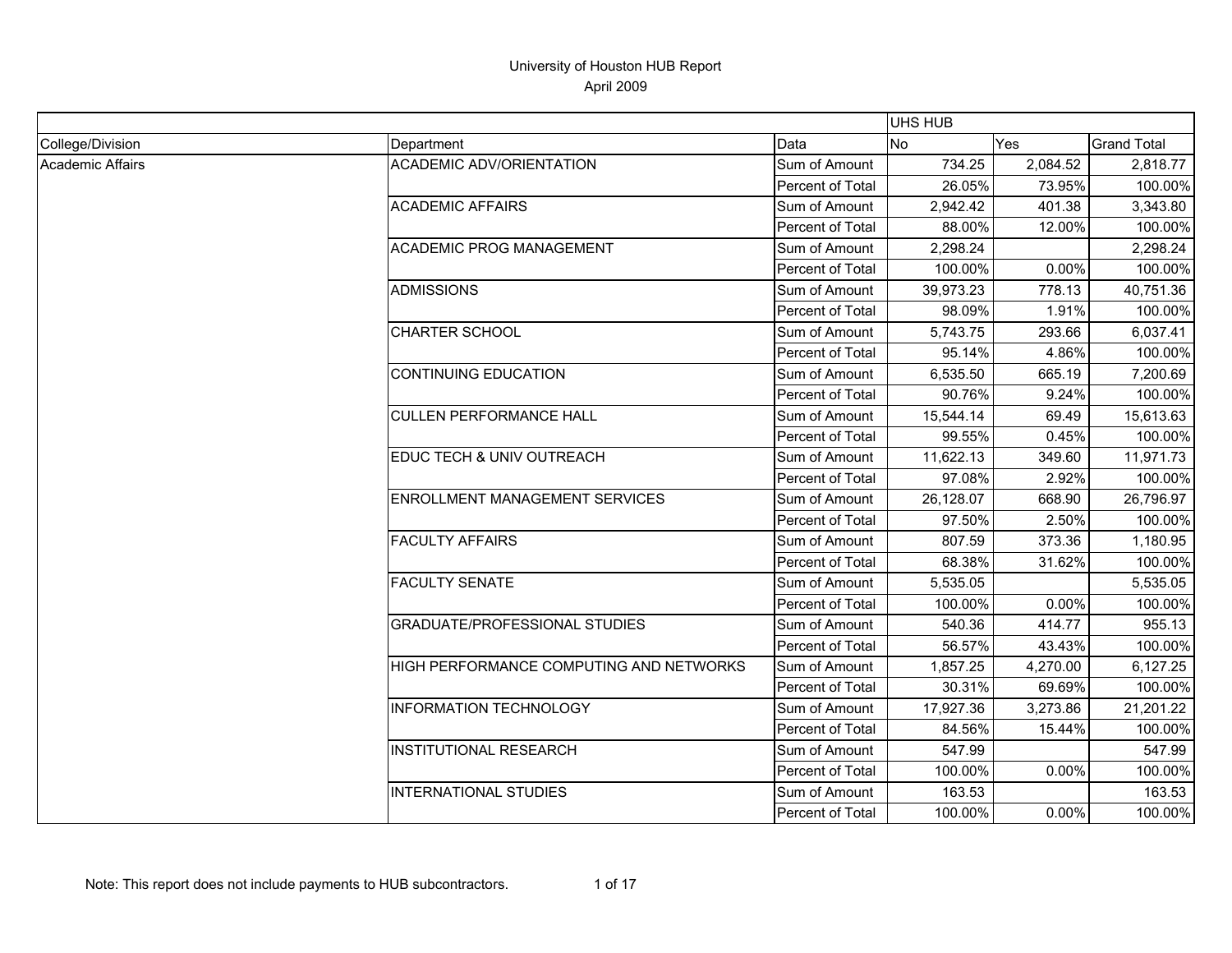# University of Houston HUB Report

April 2009

| | | | UHS HUB | | |
|---|---|---|---|---|---|
| College/Division | Department | Data | No | Yes | Grand Total |
| Academic Affairs | ACADEMIC ADV/ORIENTATION | Sum of Amount | 734.25 | 2,084.52 | 2,818.77 |
| | | Percent of Total | 26.05% | 73.95% | 100.00% |
| | ACADEMIC AFFAIRS | Sum of Amount | 2,942.42 | 401.38 | 3,343.80 |
| | | Percent of Total | 88.00% | 12.00% | 100.00% |
| | ACADEMIC PROG MANAGEMENT | Sum of Amount | 2,298.24 | | 2,298.24 |
| | | Percent of Total | 100.00% | 0.00% | 100.00% |
| | ADMISSIONS | Sum of Amount | 39,973.23 | 778.13 | 40,751.36 |
| | | Percent of Total | 98.09% | 1.91% | 100.00% |
| | CHARTER SCHOOL | Sum of Amount | 5,743.75 | 293.66 | 6,037.41 |
| | | Percent of Total | 95.14% | 4.86% | 100.00% |
| | CONTINUING EDUCATION | Sum of Amount | 6,535.50 | 665.19 | 7,200.69 |
| | | Percent of Total | 90.76% | 9.24% | 100.00% |
| | CULLEN PERFORMANCE HALL | Sum of Amount | 15,544.14 | 69.49 | 15,613.63 |
| | | Percent of Total | 99.55% | 0.45% | 100.00% |
| | EDUC TECH & UNIV OUTREACH | Sum of Amount | 11,622.13 | 349.60 | 11,971.73 |
| | | Percent of Total | 97.08% | 2.92% | 100.00% |
| | ENROLLMENT MANAGEMENT SERVICES | Sum of Amount | 26,128.07 | 668.90 | 26,796.97 |
| | | Percent of Total | 97.50% | 2.50% | 100.00% |
| | FACULTY AFFAIRS | Sum of Amount | 807.59 | 373.36 | 1,180.95 |
| | | Percent of Total | 68.38% | 31.62% | 100.00% |
| | FACULTY SENATE | Sum of Amount | 5,535.05 | | 5,535.05 |
| | | Percent of Total | 100.00% | 0.00% | 100.00% |
| | GRADUATE/PROFESSIONAL STUDIES | Sum of Amount | 540.36 | 414.77 | 955.13 |
| | | Percent of Total | 56.57% | 43.43% | 100.00% |
| | HIGH PERFORMANCE COMPUTING AND NETWORKS | Sum of Amount | 1,857.25 | 4,270.00 | 6,127.25 |
| | | Percent of Total | 30.31% | 69.69% | 100.00% |
| | INFORMATION TECHNOLOGY | Sum of Amount | 17,927.36 | 3,273.86 | 21,201.22 |
| | | Percent of Total | 84.56% | 15.44% | 100.00% |
| | INSTITUTIONAL RESEARCH | Sum of Amount | 547.99 | | 547.99 |
| | | Percent of Total | 100.00% | 0.00% | 100.00% |
| | INTERNATIONAL STUDIES | Sum of Amount | 163.53 | | 163.53 |
| | | Percent of Total | 100.00% | 0.00% | 100.00% |

Note: This report does not include payments to HUB subcontractors.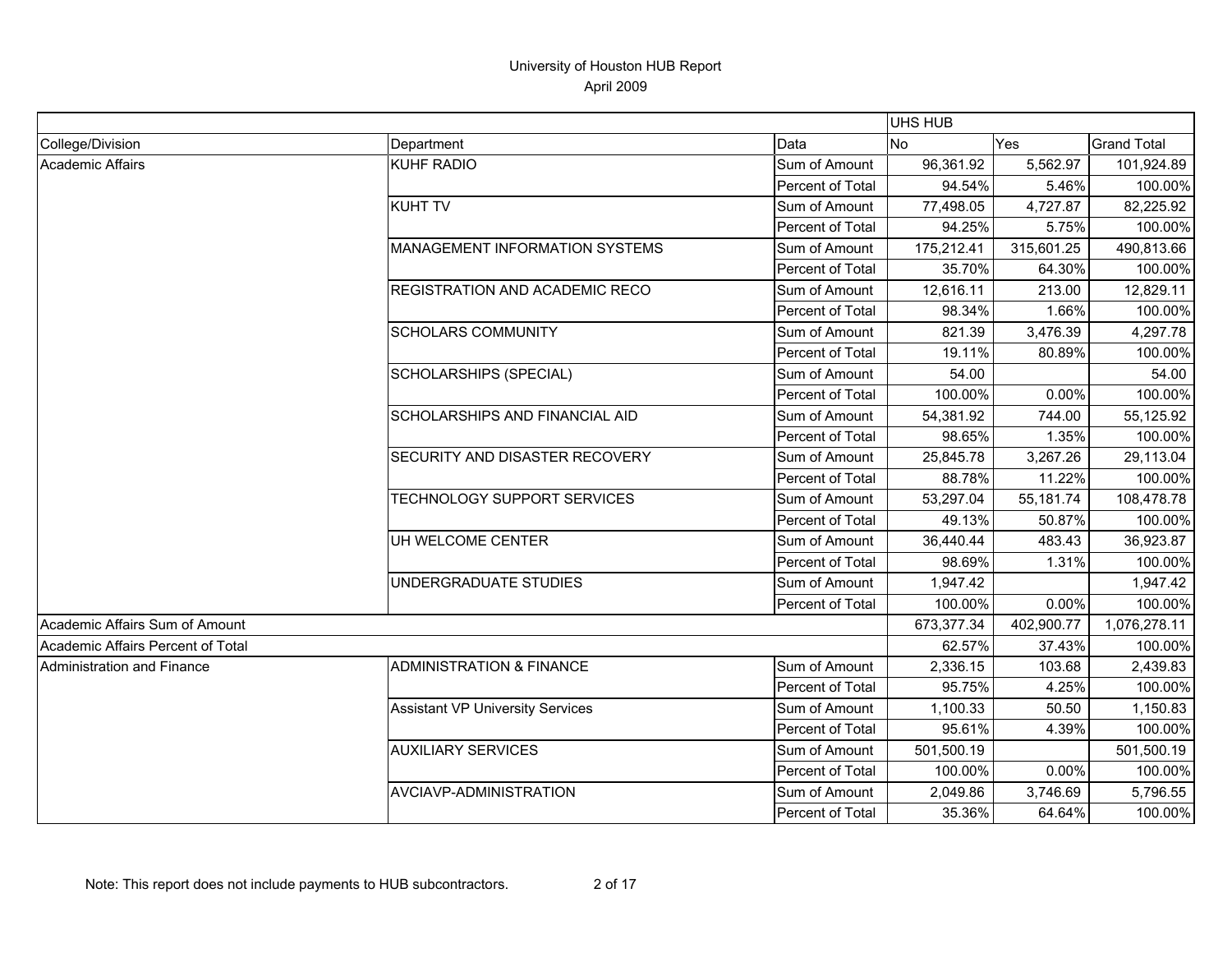# University of Houston HUB Report
April 2009

| | | | UHS HUB | | |
|---|---|---|---|---|---|
| College/Division | Department | Data | No | Yes | Grand Total |
| Academic Affairs | KUHF RADIO | Sum of Amount | 96,361.92 | 5,562.97 | 101,924.89 |
| | | Percent of Total | 94.54% | 5.46% | 100.00% |
| | KUHT TV | Sum of Amount | 77,498.05 | 4,727.87 | 82,225.92 |
| | | Percent of Total | 94.25% | 5.75% | 100.00% |
| | MANAGEMENT INFORMATION SYSTEMS | Sum of Amount | 175,212.41 | 315,601.25 | 490,813.66 |
| | | Percent of Total | 35.70% | 64.30% | 100.00% |
| | REGISTRATION AND ACADEMIC RECO | Sum of Amount | 12,616.11 | 213.00 | 12,829.11 |
| | | Percent of Total | 98.34% | 1.66% | 100.00% |
| | SCHOLARS COMMUNITY | Sum of Amount | 821.39 | 3,476.39 | 4,297.78 |
| | | Percent of Total | 19.11% | 80.89% | 100.00% |
| | SCHOLARSHIPS (SPECIAL) | Sum of Amount | 54.00 | | 54.00 |
| | | Percent of Total | 100.00% | 0.00% | 100.00% |
| | SCHOLARSHIPS AND FINANCIAL AID | Sum of Amount | 54,381.92 | 744.00 | 55,125.92 |
| | | Percent of Total | 98.65% | 1.35% | 100.00% |
| | SECURITY AND DISASTER RECOVERY | Sum of Amount | 25,845.78 | 3,267.26 | 29,113.04 |
| | | Percent of Total | 88.78% | 11.22% | 100.00% |
| | TECHNOLOGY SUPPORT SERVICES | Sum of Amount | 53,297.04 | 55,181.74 | 108,478.78 |
| | | Percent of Total | 49.13% | 50.87% | 100.00% |
| | UH WELCOME CENTER | Sum of Amount | 36,440.44 | 483.43 | 36,923.87 |
| | | Percent of Total | 98.69% | 1.31% | 100.00% |
| | UNDERGRADUATE STUDIES | Sum of Amount | 1,947.42 | | 1,947.42 |
| | | Percent of Total | 100.00% | 0.00% | 100.00% |
| Academic Affairs Sum of Amount | | | 673,377.34 | 402,900.77 | 1,076,278.11 |
| Academic Affairs Percent of Total | | | 62.57% | 37.43% | 100.00% |
| Administration and Finance | ADMINISTRATION & FINANCE | Sum of Amount | 2,336.15 | 103.68 | 2,439.83 |
| | | Percent of Total | 95.75% | 4.25% | 100.00% |
| | Assistant VP University Services | Sum of Amount | 1,100.33 | 50.50 | 1,150.83 |
| | | Percent of Total | 95.61% | 4.39% | 100.00% |
| | AUXILIARY SERVICES | Sum of Amount | 501,500.19 | | 501,500.19 |
| | | Percent of Total | 100.00% | 0.00% | 100.00% |
| | AVCIAVP-ADMINISTRATION | Sum of Amount | 2,049.86 | 3,746.69 | 5,796.55 |
| | | Percent of Total | 35.36% | 64.64% | 100.00% |

Note: This report does not include payments to HUB subcontractors.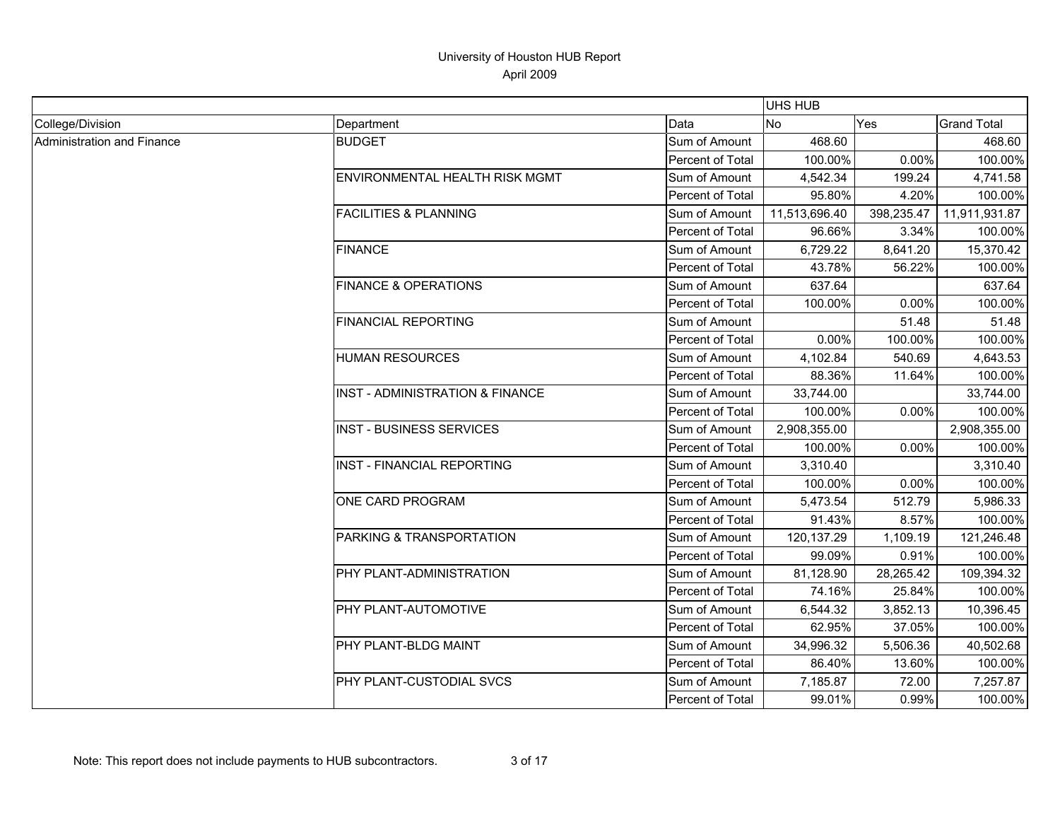# University of Houston HUB Report

April 2009

| | | | UHS HUB | | |
|---|---|---|---|---|---|
| College/Division | Department | Data | No | Yes | Grand Total |
| Administration and Finance | BUDGET | Sum of Amount | 468.60 | | 468.60 |
| | | Percent of Total | 100.00% | 0.00% | 100.00% |
| | ENVIRONMENTAL HEALTH RISK MGMT | Sum of Amount | 4,542.34 | 199.24 | 4,741.58 |
| | | Percent of Total | 95.80% | 4.20% | 100.00% |
| | FACILITIES & PLANNING | Sum of Amount | 11,513,696.40 | 398,235.47 | 11,911,931.87 |
| | | Percent of Total | 96.66% | 3.34% | 100.00% |
| | FINANCE | Sum of Amount | 6,729.22 | 8,641.20 | 15,370.42 |
| | | Percent of Total | 43.78% | 56.22% | 100.00% |
| | FINANCE & OPERATIONS | Sum of Amount | 637.64 | | 637.64 |
| | | Percent of Total | 100.00% | 0.00% | 100.00% |
| | FINANCIAL REPORTING | Sum of Amount | | 51.48 | 51.48 |
| | | Percent of Total | 0.00% | 100.00% | 100.00% |
| | HUMAN RESOURCES | Sum of Amount | 4,102.84 | 540.69 | 4,643.53 |
| | | Percent of Total | 88.36% | 11.64% | 100.00% |
| | INST - ADMINISTRATION & FINANCE | Sum of Amount | 33,744.00 | | 33,744.00 |
| | | Percent of Total | 100.00% | 0.00% | 100.00% |
| | INST - BUSINESS SERVICES | Sum of Amount | 2,908,355.00 | | 2,908,355.00 |
| | | Percent of Total | 100.00% | 0.00% | 100.00% |
| | INST - FINANCIAL REPORTING | Sum of Amount | 3,310.40 | | 3,310.40 |
| | | Percent of Total | 100.00% | 0.00% | 100.00% |
| | ONE CARD PROGRAM | Sum of Amount | 5,473.54 | 512.79 | 5,986.33 |
| | | Percent of Total | 91.43% | 8.57% | 100.00% |
| | PARKING & TRANSPORTATION | Sum of Amount | 120,137.29 | 1,109.19 | 121,246.48 |
| | | Percent of Total | 99.09% | 0.91% | 100.00% |
| | PHY PLANT-ADMINISTRATION | Sum of Amount | 81,128.90 | 28,265.42 | 109,394.32 |
| | | Percent of Total | 74.16% | 25.84% | 100.00% |
| | PHY PLANT-AUTOMOTIVE | Sum of Amount | 6,544.32 | 3,852.13 | 10,396.45 |
| | | Percent of Total | 62.95% | 37.05% | 100.00% |
| | PHY PLANT-BLDG MAINT | Sum of Amount | 34,996.32 | 5,506.36 | 40,502.68 |
| | | Percent of Total | 86.40% | 13.60% | 100.00% |
| | PHY PLANT-CUSTODIAL SVCS | Sum of Amount | 7,185.87 | 72.00 | 7,257.87 |
| | | Percent of Total | 99.01% | 0.99% | 100.00% |

Note: This report does not include payments to HUB subcontractors.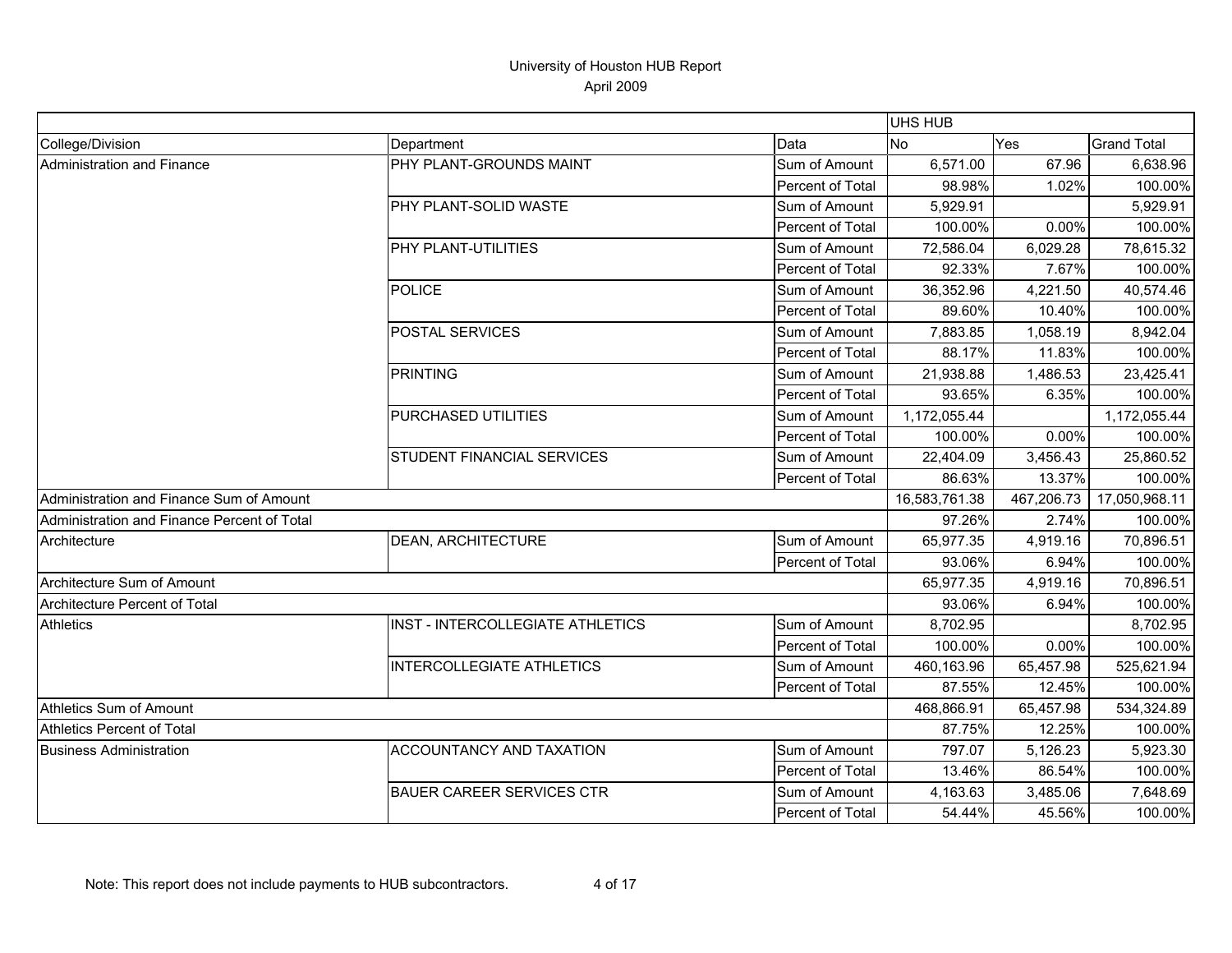# University of Houston HUB Report

April 2009

| | | | UHS HUB | | |
|---|---|---|---|---|---|
| College/Division | Department | Data | No | Yes | Grand Total |
| Administration and Finance | PHY PLANT-GROUNDS MAINT | Sum of Amount | 6,571.00 | 67.96 | 6,638.96 |
| | | Percent of Total | 98.98% | 1.02% | 100.00% |
| | PHY PLANT-SOLID WASTE | Sum of Amount | 5,929.91 | | 5,929.91 |
| | | Percent of Total | 100.00% | 0.00% | 100.00% |
| | PHY PLANT-UTILITIES | Sum of Amount | 72,586.04 | 6,029.28 | 78,615.32 |
| | | Percent of Total | 92.33% | 7.67% | 100.00% |
| | POLICE | Sum of Amount | 36,352.96 | 4,221.50 | 40,574.46 |
| | | Percent of Total | 89.60% | 10.40% | 100.00% |
| | POSTAL SERVICES | Sum of Amount | 7,883.85 | 1,058.19 | 8,942.04 |
| | | Percent of Total | 88.17% | 11.83% | 100.00% |
| | PRINTING | Sum of Amount | 21,938.88 | 1,486.53 | 23,425.41 |
| | | Percent of Total | 93.65% | 6.35% | 100.00% |
| | PURCHASED UTILITIES | Sum of Amount | 1,172,055.44 | | 1,172,055.44 |
| | | Percent of Total | 100.00% | 0.00% | 100.00% |
| | STUDENT FINANCIAL SERVICES | Sum of Amount | 22,404.09 | 3,456.43 | 25,860.52 |
| | | Percent of Total | 86.63% | 13.37% | 100.00% |
| Administration and Finance Sum of Amount | | | 16,583,761.38 | 467,206.73 | 17,050,968.11 |
| Administration and Finance Percent of Total | | | 97.26% | 2.74% | 100.00% |
| Architecture | DEAN, ARCHITECTURE | Sum of Amount | 65,977.35 | 4,919.16 | 70,896.51 |
| | | Percent of Total | 93.06% | 6.94% | 100.00% |
| Architecture Sum of Amount | | | 65,977.35 | 4,919.16 | 70,896.51 |
| Architecture Percent of Total | | | 93.06% | 6.94% | 100.00% |
| Athletics | INST - INTERCOLLEGIATE ATHLETICS | Sum of Amount | 8,702.95 | | 8,702.95 |
| | | Percent of Total | 100.00% | 0.00% | 100.00% |
| | INTERCOLLEGIATE ATHLETICS | Sum of Amount | 460,163.96 | 65,457.98 | 525,621.94 |
| | | Percent of Total | 87.55% | 12.45% | 100.00% |
| Athletics Sum of Amount | | | 468,866.91 | 65,457.98 | 534,324.89 |
| Athletics Percent of Total | | | 87.75% | 12.25% | 100.00% |
| Business Administration | ACCOUNTANCY AND TAXATION | Sum of Amount | 797.07 | 5,126.23 | 5,923.30 |
| | | Percent of Total | 13.46% | 86.54% | 100.00% |
| | BAUER CAREER SERVICES CTR | Sum of Amount | 4,163.63 | 3,485.06 | 7,648.69 |
| | | Percent of Total | 54.44% | 45.56% | 100.00% |

Note: This report does not include payments to HUB subcontractors.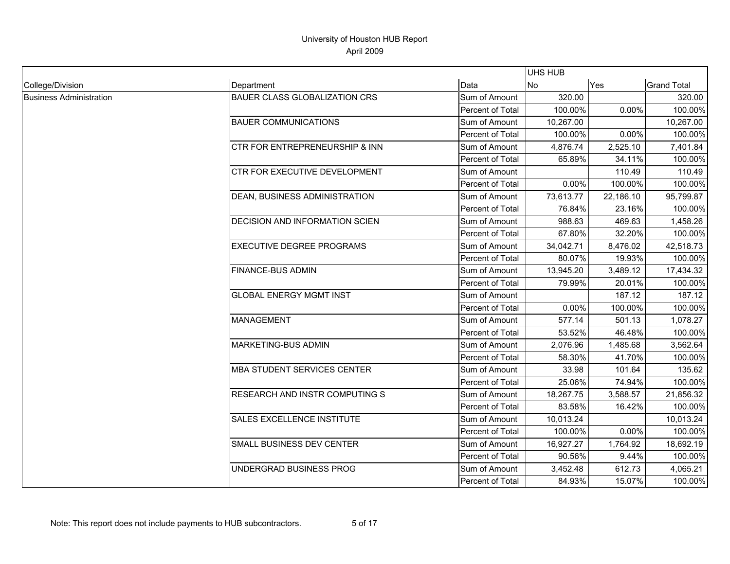# University of Houston HUB Report
April 2009

| | | | UHS HUB | | |
|---|---|---|---|---|---|
| College/Division | Department | Data | No | Yes | Grand Total |
| Business Administration | BAUER CLASS GLOBALIZATION CRS | Sum of Amount | 320.00 | | 320.00 |
| | | Percent of Total | 100.00% | 0.00% | 100.00% |
| | BAUER COMMUNICATIONS | Sum of Amount | 10,267.00 | | 10,267.00 |
| | | Percent of Total | 100.00% | 0.00% | 100.00% |
| | CTR FOR ENTREPRENEURSHIP & INN | Sum of Amount | 4,876.74 | 2,525.10 | 7,401.84 |
| | | Percent of Total | 65.89% | 34.11% | 100.00% |
| | CTR FOR EXECUTIVE DEVELOPMENT | Sum of Amount | | 110.49 | 110.49 |
| | | Percent of Total | 0.00% | 100.00% | 100.00% |
| | DEAN, BUSINESS ADMINISTRATION | Sum of Amount | 73,613.77 | 22,186.10 | 95,799.87 |
| | | Percent of Total | 76.84% | 23.16% | 100.00% |
| | DECISION AND INFORMATION SCIEN | Sum of Amount | 988.63 | 469.63 | 1,458.26 |
| | | Percent of Total | 67.80% | 32.20% | 100.00% |
| | EXECUTIVE DEGREE PROGRAMS | Sum of Amount | 34,042.71 | 8,476.02 | 42,518.73 |
| | | Percent of Total | 80.07% | 19.93% | 100.00% |
| | FINANCE-BUS ADMIN | Sum of Amount | 13,945.20 | 3,489.12 | 17,434.32 |
| | | Percent of Total | 79.99% | 20.01% | 100.00% |
| | GLOBAL ENERGY MGMT INST | Sum of Amount | | 187.12 | 187.12 |
| | | Percent of Total | 0.00% | 100.00% | 100.00% |
| | MANAGEMENT | Sum of Amount | 577.14 | 501.13 | 1,078.27 |
| | | Percent of Total | 53.52% | 46.48% | 100.00% |
| | MARKETING-BUS ADMIN | Sum of Amount | 2,076.96 | 1,485.68 | 3,562.64 |
| | | Percent of Total | 58.30% | 41.70% | 100.00% |
| | MBA STUDENT SERVICES CENTER | Sum of Amount | 33.98 | 101.64 | 135.62 |
| | | Percent of Total | 25.06% | 74.94% | 100.00% |
| | RESEARCH AND INSTR COMPUTING S | Sum of Amount | 18,267.75 | 3,588.57 | 21,856.32 |
| | | Percent of Total | 83.58% | 16.42% | 100.00% |
| | SALES EXCELLENCE INSTITUTE | Sum of Amount | 10,013.24 | | 10,013.24 |
| | | Percent of Total | 100.00% | 0.00% | 100.00% |
| | SMALL BUSINESS DEV CENTER | Sum of Amount | 16,927.27 | 1,764.92 | 18,692.19 |
| | | Percent of Total | 90.56% | 9.44% | 100.00% |
| | UNDERGRAD BUSINESS PROG | Sum of Amount | 3,452.48 | 612.73 | 4,065.21 |
| | | Percent of Total | 84.93% | 15.07% | 100.00% |

Note: This report does not include payments to HUB subcontractors.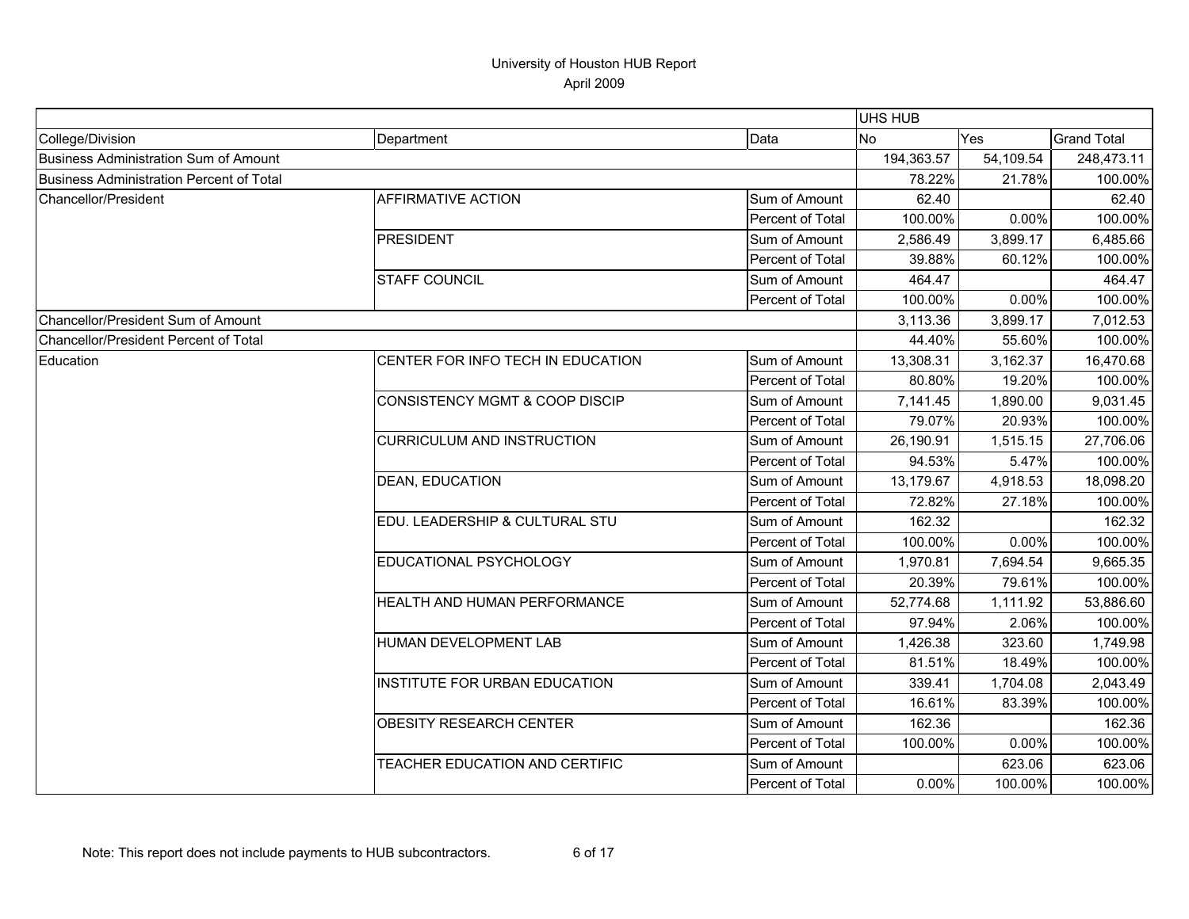# University of Houston HUB Report

April 2009

| | | | UHS HUB | | |
|---|---|---|---|---|---|
| College/Division | Department | Data | No | Yes | Grand Total |
| Business Administration Sum of Amount | | | 194,363.57 | 54,109.54 | 248,473.11 |
| Business Administration Percent of Total | | | 78.22% | 21.78% | 100.00% |
| Chancellor/President | AFFIRMATIVE ACTION | Sum of Amount | 62.40 | | 62.40 |
| | | Percent of Total | 100.00% | 0.00% | 100.00% |
| | PRESIDENT | Sum of Amount | 2,586.49 | 3,899.17 | 6,485.66 |
| | | Percent of Total | 39.88% | 60.12% | 100.00% |
| | STAFF COUNCIL | Sum of Amount | 464.47 | | 464.47 |
| | | Percent of Total | 100.00% | 0.00% | 100.00% |
| Chancellor/President Sum of Amount | | | 3,113.36 | 3,899.17 | 7,012.53 |
| Chancellor/President Percent of Total | | | 44.40% | 55.60% | 100.00% |
| Education | CENTER FOR INFO TECH IN EDUCATION | Sum of Amount | 13,308.31 | 3,162.37 | 16,470.68 |
| | | Percent of Total | 80.80% | 19.20% | 100.00% |
| | CONSISTENCY MGMT & COOP DISCIP | Sum of Amount | 7,141.45 | 1,890.00 | 9,031.45 |
| | | Percent of Total | 79.07% | 20.93% | 100.00% |
| | CURRICULUM AND INSTRUCTION | Sum of Amount | 26,190.91 | 1,515.15 | 27,706.06 |
| | | Percent of Total | 94.53% | 5.47% | 100.00% |
| | DEAN, EDUCATION | Sum of Amount | 13,179.67 | 4,918.53 | 18,098.20 |
| | | Percent of Total | 72.82% | 27.18% | 100.00% |
| | EDU. LEADERSHIP & CULTURAL STU | Sum of Amount | 162.32 | | 162.32 |
| | | Percent of Total | 100.00% | 0.00% | 100.00% |
| | EDUCATIONAL PSYCHOLOGY | Sum of Amount | 1,970.81 | 7,694.54 | 9,665.35 |
| | | Percent of Total | 20.39% | 79.61% | 100.00% |
| | HEALTH AND HUMAN PERFORMANCE | Sum of Amount | 52,774.68 | 1,111.92 | 53,886.60 |
| | | Percent of Total | 97.94% | 2.06% | 100.00% |
| | HUMAN DEVELOPMENT LAB | Sum of Amount | 1,426.38 | 323.60 | 1,749.98 |
| | | Percent of Total | 81.51% | 18.49% | 100.00% |
| | INSTITUTE FOR URBAN EDUCATION | Sum of Amount | 339.41 | 1,704.08 | 2,043.49 |
| | | Percent of Total | 16.61% | 83.39% | 100.00% |
| | OBESITY RESEARCH CENTER | Sum of Amount | 162.36 | | 162.36 |
| | | Percent of Total | 100.00% | 0.00% | 100.00% |
| | TEACHER EDUCATION AND CERTIFIC | Sum of Amount | | 623.06 | 623.06 |
| | | Percent of Total | 0.00% | 100.00% | 100.00% |

Note: This report does not include payments to HUB subcontractors.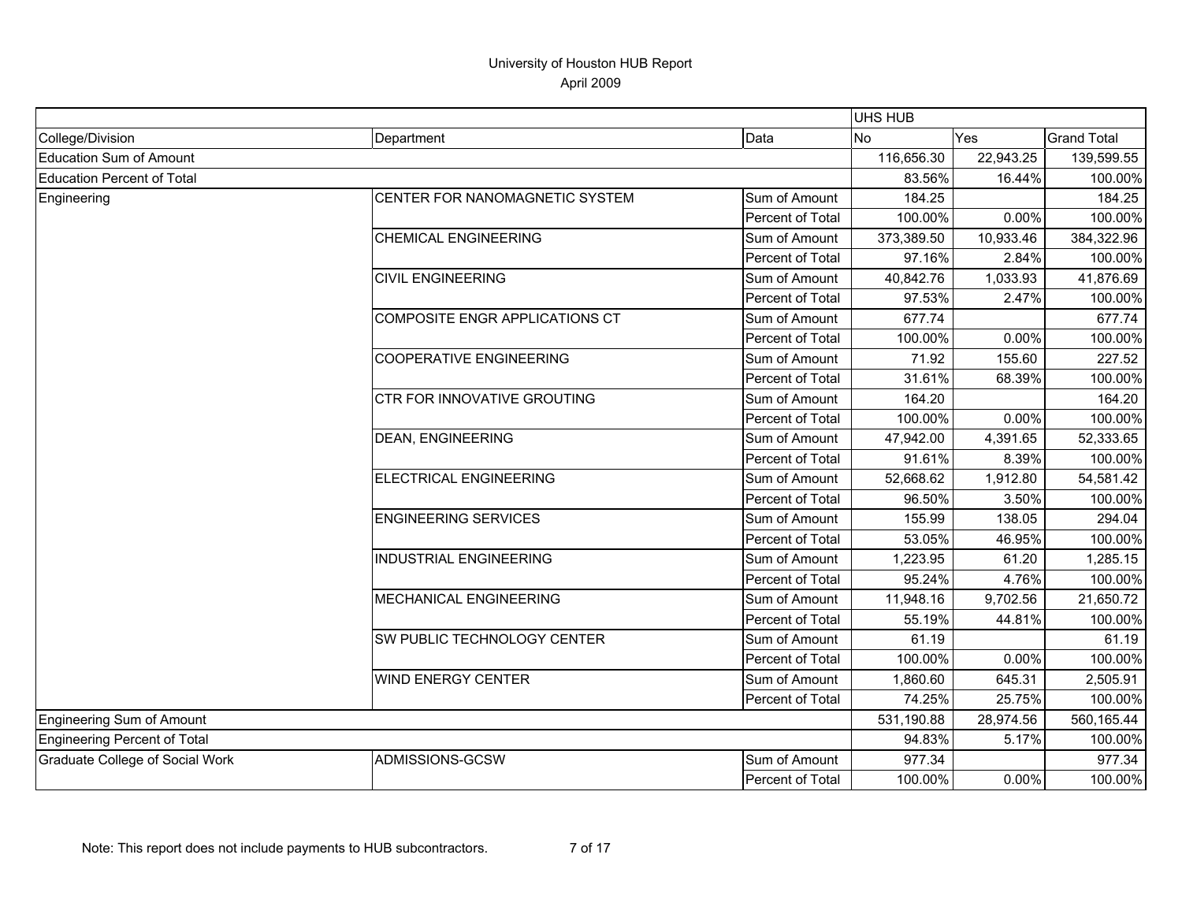# University of Houston HUB Report

April 2009

| | | | UHS HUB | | |
|---|---|---|---|---|---|
| College/Division | Department | Data | No | Yes | Grand Total |
| Education Sum of Amount | | | 116,656.30 | 22,943.25 | 139,599.55 |
| Education Percent of Total | | | 83.56% | 16.44% | 100.00% |
| Engineering | CENTER FOR NANOMAGNETIC SYSTEM | Sum of Amount | 184.25 | | 184.25 |
| | | Percent of Total | 100.00% | 0.00% | 100.00% |
| | CHEMICAL ENGINEERING | Sum of Amount | 373,389.50 | 10,933.46 | 384,322.96 |
| | | Percent of Total | 97.16% | 2.84% | 100.00% |
| | CIVIL ENGINEERING | Sum of Amount | 40,842.76 | 1,033.93 | 41,876.69 |
| | | Percent of Total | 97.53% | 2.47% | 100.00% |
| | COMPOSITE ENGR APPLICATIONS CT | Sum of Amount | 677.74 | | 677.74 |
| | | Percent of Total | 100.00% | 0.00% | 100.00% |
| | COOPERATIVE ENGINEERING | Sum of Amount | 71.92 | 155.60 | 227.52 |
| | | Percent of Total | 31.61% | 68.39% | 100.00% |
| | CTR FOR INNOVATIVE GROUTING | Sum of Amount | 164.20 | | 164.20 |
| | | Percent of Total | 100.00% | 0.00% | 100.00% |
| | DEAN, ENGINEERING | Sum of Amount | 47,942.00 | 4,391.65 | 52,333.65 |
| | | Percent of Total | 91.61% | 8.39% | 100.00% |
| | ELECTRICAL ENGINEERING | Sum of Amount | 52,668.62 | 1,912.80 | 54,581.42 |
| | | Percent of Total | 96.50% | 3.50% | 100.00% |
| | ENGINEERING SERVICES | Sum of Amount | 155.99 | 138.05 | 294.04 |
| | | Percent of Total | 53.05% | 46.95% | 100.00% |
| | INDUSTRIAL ENGINEERING | Sum of Amount | 1,223.95 | 61.20 | 1,285.15 |
| | | Percent of Total | 95.24% | 4.76% | 100.00% |
| | MECHANICAL ENGINEERING | Sum of Amount | 11,948.16 | 9,702.56 | 21,650.72 |
| | | Percent of Total | 55.19% | 44.81% | 100.00% |
| | SW PUBLIC TECHNOLOGY CENTER | Sum of Amount | 61.19 | | 61.19 |
| | | Percent of Total | 100.00% | 0.00% | 100.00% |
| | WIND ENERGY CENTER | Sum of Amount | 1,860.60 | 645.31 | 2,505.91 |
| | | Percent of Total | 74.25% | 25.75% | 100.00% |
| Engineering Sum of Amount | | | 531,190.88 | 28,974.56 | 560,165.44 |
| Engineering Percent of Total | | | 94.83% | 5.17% | 100.00% |
| Graduate College of Social Work | ADMISSIONS-GCSW | Sum of Amount | 977.34 | | 977.34 |
| | | Percent of Total | 100.00% | 0.00% | 100.00% |

Note: This report does not include payments to HUB subcontractors.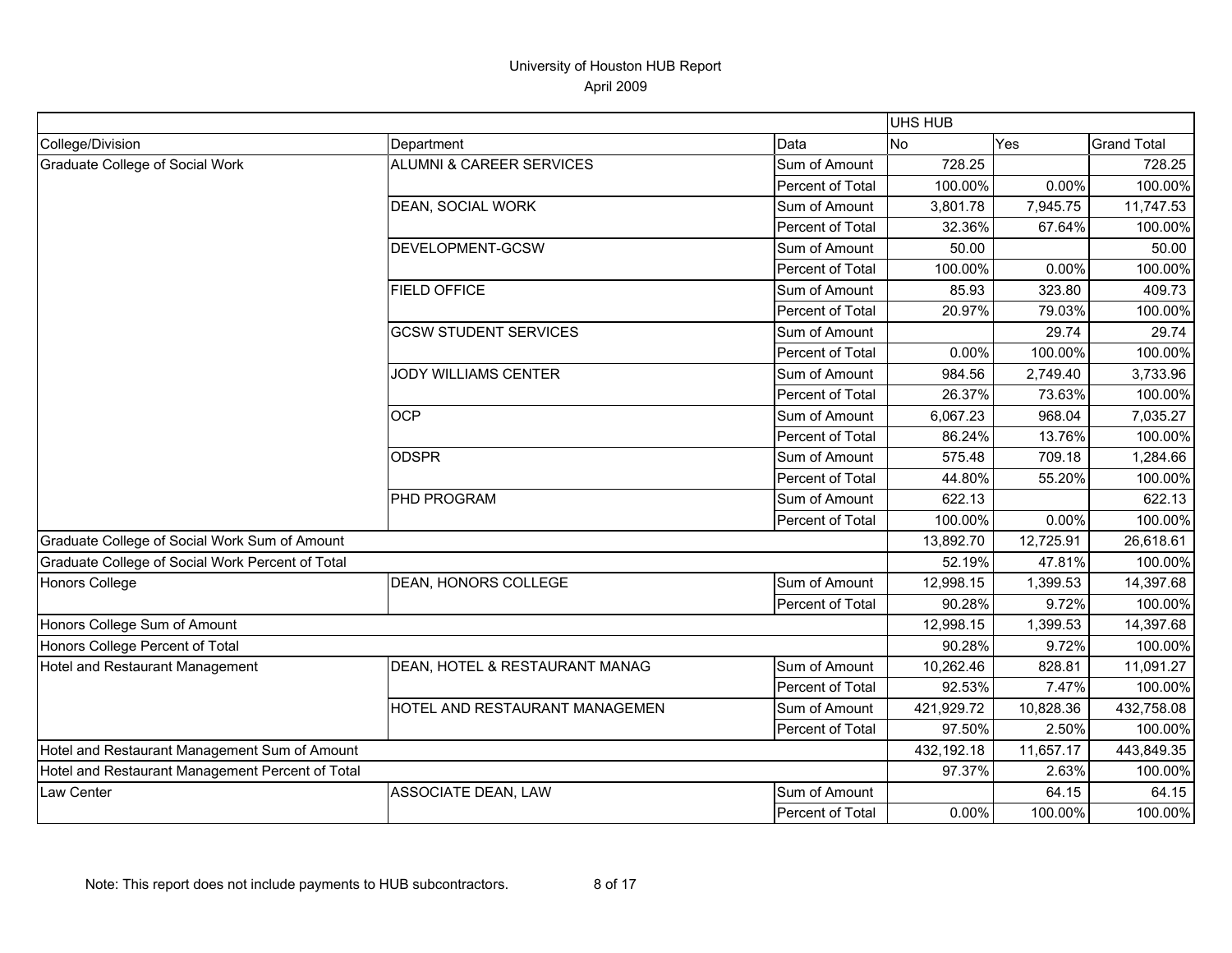# University of Houston HUB Report
April 2009

| | | | UHS HUB | | |
|---|---|---|---|---|---|
| College/Division | Department | Data | No | Yes | Grand Total |
| Graduate College of Social Work | ALUMNI & CAREER SERVICES | Sum of Amount | 728.25 | | 728.25 |
| | | Percent of Total | 100.00% | 0.00% | 100.00% |
| | DEAN, SOCIAL WORK | Sum of Amount | 3,801.78 | 7,945.75 | 11,747.53 |
| | | Percent of Total | 32.36% | 67.64% | 100.00% |
| | DEVELOPMENT-GCSW | Sum of Amount | 50.00 | | 50.00 |
| | | Percent of Total | 100.00% | 0.00% | 100.00% |
| | FIELD OFFICE | Sum of Amount | 85.93 | 323.80 | 409.73 |
| | | Percent of Total | 20.97% | 79.03% | 100.00% |
| | GCSW STUDENT SERVICES | Sum of Amount | | 29.74 | 29.74 |
| | | Percent of Total | 0.00% | 100.00% | 100.00% |
| | JODY WILLIAMS CENTER | Sum of Amount | 984.56 | 2,749.40 | 3,733.96 |
| | | Percent of Total | 26.37% | 73.63% | 100.00% |
| | OCP | Sum of Amount | 6,067.23 | 968.04 | 7,035.27 |
| | | Percent of Total | 86.24% | 13.76% | 100.00% |
| | ODSPR | Sum of Amount | 575.48 | 709.18 | 1,284.66 |
| | | Percent of Total | 44.80% | 55.20% | 100.00% |
| | PHD PROGRAM | Sum of Amount | 622.13 | | 622.13 |
| | | Percent of Total | 100.00% | 0.00% | 100.00% |
| Graduate College of Social Work Sum of Amount | | | 13,892.70 | 12,725.91 | 26,618.61 |
| Graduate College of Social Work Percent of Total | | | 52.19% | 47.81% | 100.00% |
| Honors College | DEAN, HONORS COLLEGE | Sum of Amount | 12,998.15 | 1,399.53 | 14,397.68 |
| | | Percent of Total | 90.28% | 9.72% | 100.00% |
| Honors College Sum of Amount | | | 12,998.15 | 1,399.53 | 14,397.68 |
| Honors College Percent of Total | | | 90.28% | 9.72% | 100.00% |
| Hotel and Restaurant Management | DEAN, HOTEL & RESTAURANT MANAG | Sum of Amount | 10,262.46 | 828.81 | 11,091.27 |
| | | Percent of Total | 92.53% | 7.47% | 100.00% |
| | HOTEL AND RESTAURANT MANAGEMEN | Sum of Amount | 421,929.72 | 10,828.36 | 432,758.08 |
| | | Percent of Total | 97.50% | 2.50% | 100.00% |
| Hotel and Restaurant Management Sum of Amount | | | 432,192.18 | 11,657.17 | 443,849.35 |
| Hotel and Restaurant Management Percent of Total | | | 97.37% | 2.63% | 100.00% |
| Law Center | ASSOCIATE DEAN, LAW | Sum of Amount | | 64.15 | 64.15 |
| | | Percent of Total | 0.00% | 100.00% | 100.00% |

Note: This report does not include payments to HUB subcontractors.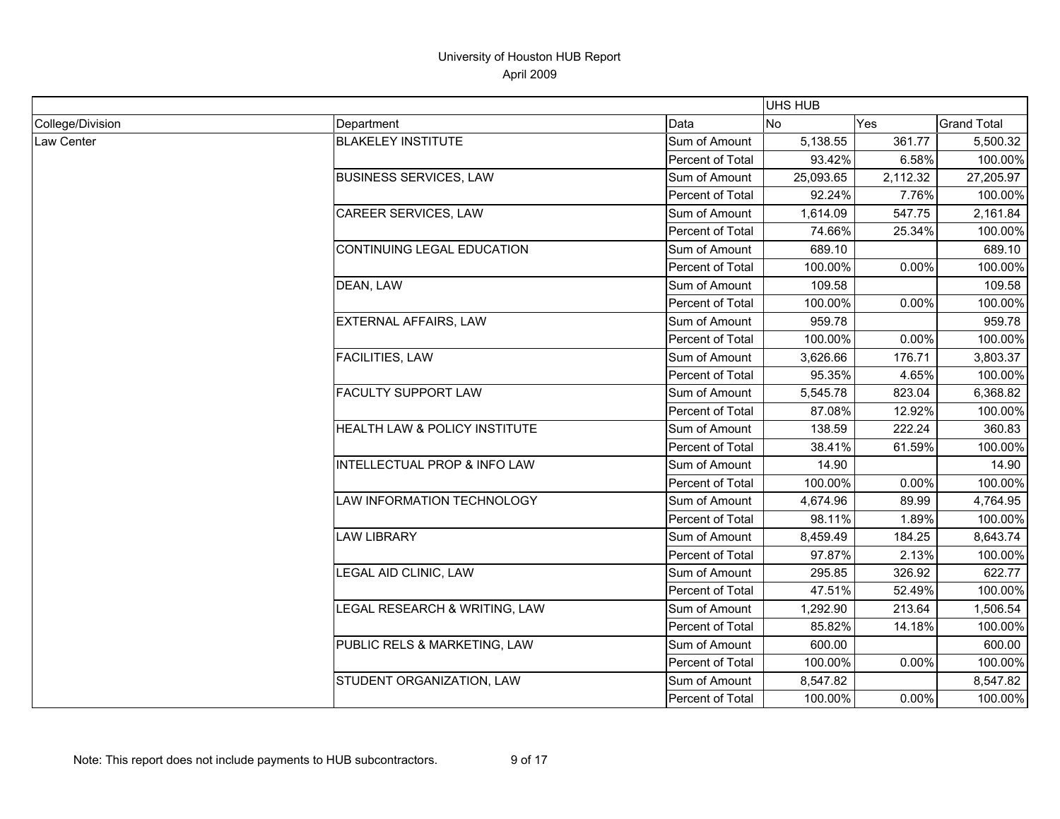# University of Houston HUB Report

April 2009

| | | | UHS HUB | | |
|---|---|---|---|---|---|
| College/Division | Department | Data | No | Yes | Grand Total |
| Law Center | BLAKELEY INSTITUTE | Sum of Amount | 5,138.55 | 361.77 | 5,500.32 |
| | | Percent of Total | 93.42% | 6.58% | 100.00% |
| | BUSINESS SERVICES, LAW | Sum of Amount | 25,093.65 | 2,112.32 | 27,205.97 |
| | | Percent of Total | 92.24% | 7.76% | 100.00% |
| | CAREER SERVICES, LAW | Sum of Amount | 1,614.09 | 547.75 | 2,161.84 |
| | | Percent of Total | 74.66% | 25.34% | 100.00% |
| | CONTINUING LEGAL EDUCATION | Sum of Amount | 689.10 | | 689.10 |
| | | Percent of Total | 100.00% | 0.00% | 100.00% |
| | DEAN, LAW | Sum of Amount | 109.58 | | 109.58 |
| | | Percent of Total | 100.00% | 0.00% | 100.00% |
| | EXTERNAL AFFAIRS, LAW | Sum of Amount | 959.78 | | 959.78 |
| | | Percent of Total | 100.00% | 0.00% | 100.00% |
| | FACILITIES, LAW | Sum of Amount | 3,626.66 | 176.71 | 3,803.37 |
| | | Percent of Total | 95.35% | 4.65% | 100.00% |
| | FACULTY SUPPORT LAW | Sum of Amount | 5,545.78 | 823.04 | 6,368.82 |
| | | Percent of Total | 87.08% | 12.92% | 100.00% |
| | HEALTH LAW & POLICY INSTITUTE | Sum of Amount | 138.59 | 222.24 | 360.83 |
| | | Percent of Total | 38.41% | 61.59% | 100.00% |
| | INTELLECTUAL PROP & INFO LAW | Sum of Amount | 14.90 | | 14.90 |
| | | Percent of Total | 100.00% | 0.00% | 100.00% |
| | LAW INFORMATION TECHNOLOGY | Sum of Amount | 4,674.96 | 89.99 | 4,764.95 |
| | | Percent of Total | 98.11% | 1.89% | 100.00% |
| | LAW LIBRARY | Sum of Amount | 8,459.49 | 184.25 | 8,643.74 |
| | | Percent of Total | 97.87% | 2.13% | 100.00% |
| | LEGAL AID CLINIC, LAW | Sum of Amount | 295.85 | 326.92 | 622.77 |
| | | Percent of Total | 47.51% | 52.49% | 100.00% |
| | LEGAL RESEARCH & WRITING, LAW | Sum of Amount | 1,292.90 | 213.64 | 1,506.54 |
| | | Percent of Total | 85.82% | 14.18% | 100.00% |
| | PUBLIC RELS & MARKETING, LAW | Sum of Amount | 600.00 | | 600.00 |
| | | Percent of Total | 100.00% | 0.00% | 100.00% |
| | STUDENT ORGANIZATION, LAW | Sum of Amount | 8,547.82 | | 8,547.82 |
| | | Percent of Total | 100.00% | 0.00% | 100.00% |

Note: This report does not include payments to HUB subcontractors.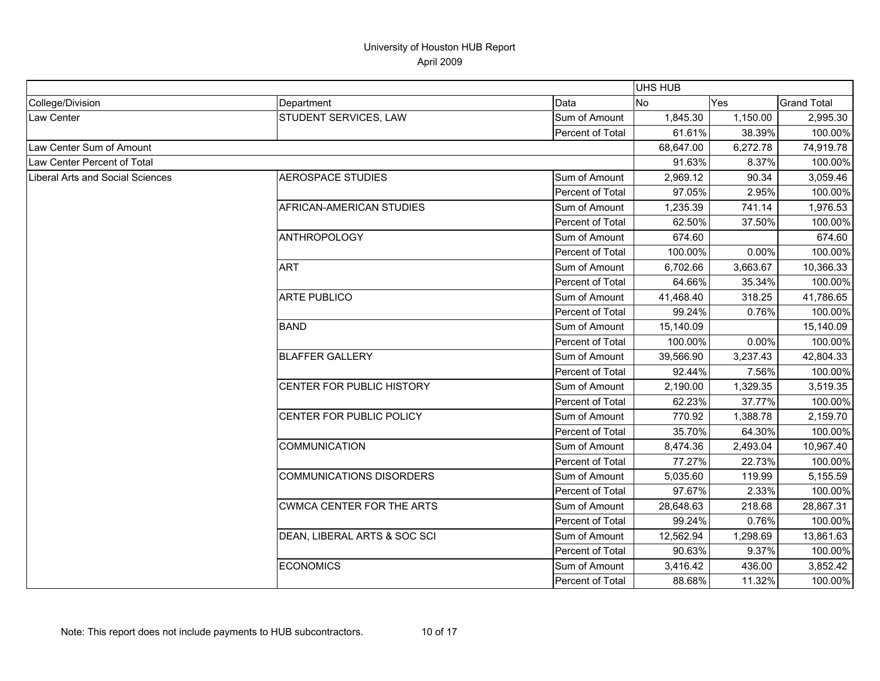# University of Houston HUB Report

April 2009

| | | | UHS HUB | | |
|---|---|---|---|---|---|
| College/Division | Department | Data | No | Yes | Grand Total |
| Law Center | STUDENT SERVICES, LAW | Sum of Amount | 1,845.30 | 1,150.00 | 2,995.30 |
| | | Percent of Total | 61.61% | 38.39% | 100.00% |
| Law Center Sum of Amount | | | 68,647.00 | 6,272.78 | 74,919.78 |
| Law Center Percent of Total | | | 91.63% | 8.37% | 100.00% |
| Liberal Arts and Social Sciences | AEROSPACE STUDIES | Sum of Amount | 2,969.12 | 90.34 | 3,059.46 |
| | | Percent of Total | 97.05% | 2.95% | 100.00% |
| | AFRICAN-AMERICAN STUDIES | Sum of Amount | 1,235.39 | 741.14 | 1,976.53 |
| | | Percent of Total | 62.50% | 37.50% | 100.00% |
| | ANTHROPOLOGY | Sum of Amount | 674.60 | | 674.60 |
| | | Percent of Total | 100.00% | 0.00% | 100.00% |
| | ART | Sum of Amount | 6,702.66 | 3,663.67 | 10,366.33 |
| | | Percent of Total | 64.66% | 35.34% | 100.00% |
| | ARTE PUBLICO | Sum of Amount | 41,468.40 | 318.25 | 41,786.65 |
| | | Percent of Total | 99.24% | 0.76% | 100.00% |
| | BAND | Sum of Amount | 15,140.09 | | 15,140.09 |
| | | Percent of Total | 100.00% | 0.00% | 100.00% |
| | BLAFFER GALLERY | Sum of Amount | 39,566.90 | 3,237.43 | 42,804.33 |
| | | Percent of Total | 92.44% | 7.56% | 100.00% |
| | CENTER FOR PUBLIC HISTORY | Sum of Amount | 2,190.00 | 1,329.35 | 3,519.35 |
| | | Percent of Total | 62.23% | 37.77% | 100.00% |
| | CENTER FOR PUBLIC POLICY | Sum of Amount | 770.92 | 1,388.78 | 2,159.70 |
| | | Percent of Total | 35.70% | 64.30% | 100.00% |
| | COMMUNICATION | Sum of Amount | 8,474.36 | 2,493.04 | 10,967.40 |
| | | Percent of Total | 77.27% | 22.73% | 100.00% |
| | COMMUNICATIONS DISORDERS | Sum of Amount | 5,035.60 | 119.99 | 5,155.59 |
| | | Percent of Total | 97.67% | 2.33% | 100.00% |
| | CWMCA CENTER FOR THE ARTS | Sum of Amount | 28,648.63 | 218.68 | 28,867.31 |
| | | Percent of Total | 99.24% | 0.76% | 100.00% |
| | DEAN, LIBERAL ARTS & SOC SCI | Sum of Amount | 12,562.94 | 1,298.69 | 13,861.63 |
| | | Percent of Total | 90.63% | 9.37% | 100.00% |
| | ECONOMICS | Sum of Amount | 3,416.42 | 436.00 | 3,852.42 |
| | | Percent of Total | 88.68% | 11.32% | 100.00% |

Note: This report does not include payments to HUB subcontractors.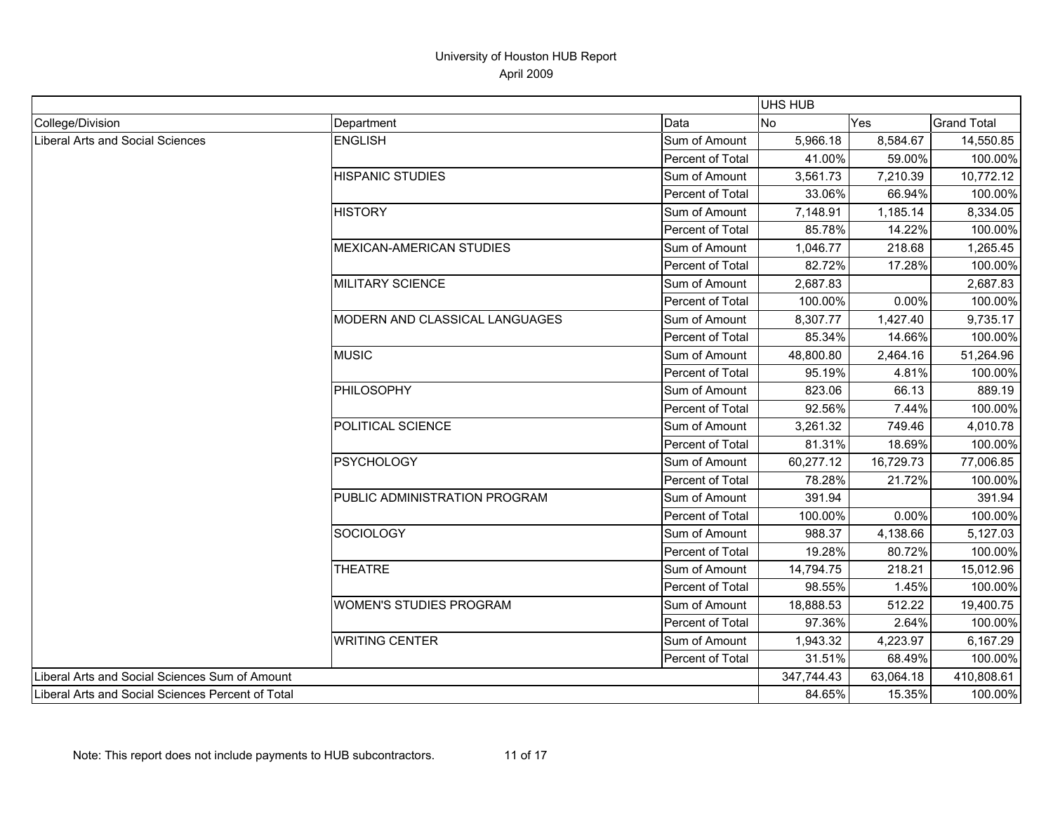# University of Houston HUB Report

April 2009

| | | | UHS HUB | | |
|---|---|---|---|---|---|
| College/Division | Department | Data | No | Yes | Grand Total |
| Liberal Arts and Social Sciences | ENGLISH | Sum of Amount | 5,966.18 | 8,584.67 | 14,550.85 |
| | | Percent of Total | 41.00% | 59.00% | 100.00% |
| | HISPANIC STUDIES | Sum of Amount | 3,561.73 | 7,210.39 | 10,772.12 |
| | | Percent of Total | 33.06% | 66.94% | 100.00% |
| | HISTORY | Sum of Amount | 7,148.91 | 1,185.14 | 8,334.05 |
| | | Percent of Total | 85.78% | 14.22% | 100.00% |
| | MEXICAN-AMERICAN STUDIES | Sum of Amount | 1,046.77 | 218.68 | 1,265.45 |
| | | Percent of Total | 82.72% | 17.28% | 100.00% |
| | MILITARY SCIENCE | Sum of Amount | 2,687.83 | | 2,687.83 |
| | | Percent of Total | 100.00% | 0.00% | 100.00% |
| | MODERN AND CLASSICAL LANGUAGES | Sum of Amount | 8,307.77 | 1,427.40 | 9,735.17 |
| | | Percent of Total | 85.34% | 14.66% | 100.00% |
| | MUSIC | Sum of Amount | 48,800.80 | 2,464.16 | 51,264.96 |
| | | Percent of Total | 95.19% | 4.81% | 100.00% |
| | PHILOSOPHY | Sum of Amount | 823.06 | 66.13 | 889.19 |
| | | Percent of Total | 92.56% | 7.44% | 100.00% |
| | POLITICAL SCIENCE | Sum of Amount | 3,261.32 | 749.46 | 4,010.78 |
| | | Percent of Total | 81.31% | 18.69% | 100.00% |
| | PSYCHOLOGY | Sum of Amount | 60,277.12 | 16,729.73 | 77,006.85 |
| | | Percent of Total | 78.28% | 21.72% | 100.00% |
| | PUBLIC ADMINISTRATION PROGRAM | Sum of Amount | 391.94 | | 391.94 |
| | | Percent of Total | 100.00% | 0.00% | 100.00% |
| | SOCIOLOGY | Sum of Amount | 988.37 | 4,138.66 | 5,127.03 |
| | | Percent of Total | 19.28% | 80.72% | 100.00% |
| | THEATRE | Sum of Amount | 14,794.75 | 218.21 | 15,012.96 |
| | | Percent of Total | 98.55% | 1.45% | 100.00% |
| | WOMEN'S STUDIES PROGRAM | Sum of Amount | 18,888.53 | 512.22 | 19,400.75 |
| | | Percent of Total | 97.36% | 2.64% | 100.00% |
| | WRITING CENTER | Sum of Amount | 1,943.32 | 4,223.97 | 6,167.29 |
| | | Percent of Total | 31.51% | 68.49% | 100.00% |
| Liberal Arts and Social Sciences Sum of Amount | | | 347,744.43 | 63,064.18 | 410,808.61 |
| Liberal Arts and Social Sciences Percent of Total | | | 84.65% | 15.35% | 100.00% |

Note: This report does not include payments to HUB subcontractors.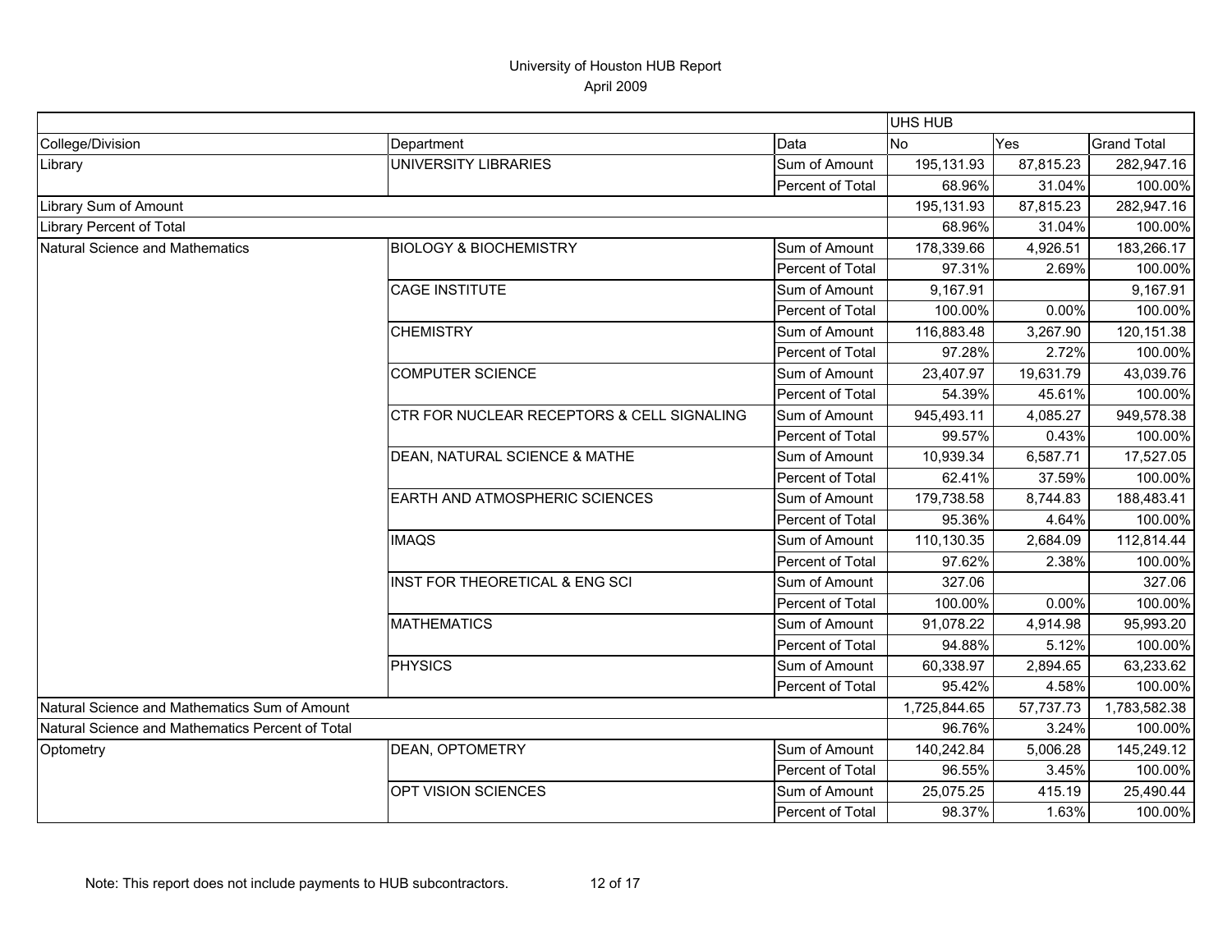# University of Houston HUB Report

April 2009

| | | | UHS HUB | | |
|---|---|---|---|---|---|
| College/Division | Department | Data | No | Yes | Grand Total |
| Library | UNIVERSITY LIBRARIES | Sum of Amount | 195,131.93 | 87,815.23 | 282,947.16 |
| | | Percent of Total | 68.96% | 31.04% | 100.00% |
| Library Sum of Amount | | | 195,131.93 | 87,815.23 | 282,947.16 |
| Library Percent of Total | | | 68.96% | 31.04% | 100.00% |
| Natural Science and Mathematics | BIOLOGY & BIOCHEMISTRY | Sum of Amount | 178,339.66 | 4,926.51 | 183,266.17 |
| | | Percent of Total | 97.31% | 2.69% | 100.00% |
| | CAGE INSTITUTE | Sum of Amount | 9,167.91 | | 9,167.91 |
| | | Percent of Total | 100.00% | 0.00% | 100.00% |
| | CHEMISTRY | Sum of Amount | 116,883.48 | 3,267.90 | 120,151.38 |
| | | Percent of Total | 97.28% | 2.72% | 100.00% |
| | COMPUTER SCIENCE | Sum of Amount | 23,407.97 | 19,631.79 | 43,039.76 |
| | | Percent of Total | 54.39% | 45.61% | 100.00% |
| | CTR FOR NUCLEAR RECEPTORS & CELL SIGNALING | Sum of Amount | 945,493.11 | 4,085.27 | 949,578.38 |
| | | Percent of Total | 99.57% | 0.43% | 100.00% |
| | DEAN, NATURAL SCIENCE & MATHE | Sum of Amount | 10,939.34 | 6,587.71 | 17,527.05 |
| | | Percent of Total | 62.41% | 37.59% | 100.00% |
| | EARTH AND ATMOSPHERIC SCIENCES | Sum of Amount | 179,738.58 | 8,744.83 | 188,483.41 |
| | | Percent of Total | 95.36% | 4.64% | 100.00% |
| | IMAQS | Sum of Amount | 110,130.35 | 2,684.09 | 112,814.44 |
| | | Percent of Total | 97.62% | 2.38% | 100.00% |
| | INST FOR THEORETICAL & ENG SCI | Sum of Amount | 327.06 | | 327.06 |
| | | Percent of Total | 100.00% | 0.00% | 100.00% |
| | MATHEMATICS | Sum of Amount | 91,078.22 | 4,914.98 | 95,993.20 |
| | | Percent of Total | 94.88% | 5.12% | 100.00% |
| | PHYSICS | Sum of Amount | 60,338.97 | 2,894.65 | 63,233.62 |
| | | Percent of Total | 95.42% | 4.58% | 100.00% |
| Natural Science and Mathematics Sum of Amount | | | 1,725,844.65 | 57,737.73 | 1,783,582.38 |
| Natural Science and Mathematics Percent of Total | | | 96.76% | 3.24% | 100.00% |
| Optometry | DEAN, OPTOMETRY | Sum of Amount | 140,242.84 | 5,006.28 | 145,249.12 |
| | | Percent of Total | 96.55% | 3.45% | 100.00% |
| | OPT VISION SCIENCES | Sum of Amount | 25,075.25 | 415.19 | 25,490.44 |
| | | Percent of Total | 98.37% | 1.63% | 100.00% |

Note: This report does not include payments to HUB subcontractors.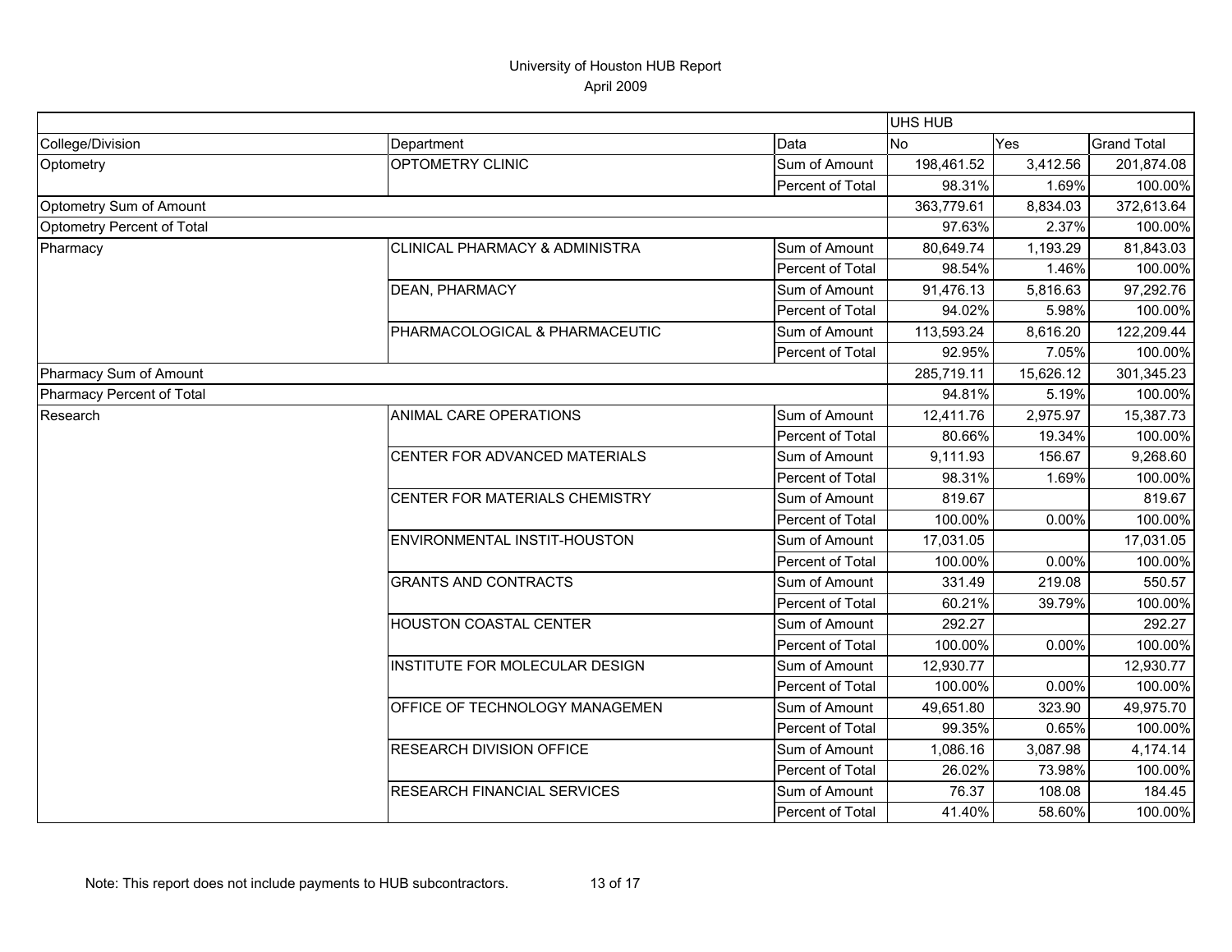# University of Houston HUB Report

April 2009

| | | | UHS HUB | | |
|---|---|---|---|---|---|
| College/Division | Department | Data | No | Yes | Grand Total |
| Optometry | OPTOMETRY CLINIC | Sum of Amount | 198,461.52 | 3,412.56 | 201,874.08 |
| | | Percent of Total | 98.31% | 1.69% | 100.00% |
| Optometry Sum of Amount | | | 363,779.61 | 8,834.03 | 372,613.64 |
| Optometry Percent of Total | | | 97.63% | 2.37% | 100.00% |
| Pharmacy | CLINICAL PHARMACY & ADMINISTRA | Sum of Amount | 80,649.74 | 1,193.29 | 81,843.03 |
| | | Percent of Total | 98.54% | 1.46% | 100.00% |
| | DEAN, PHARMACY | Sum of Amount | 91,476.13 | 5,816.63 | 97,292.76 |
| | | Percent of Total | 94.02% | 5.98% | 100.00% |
| | PHARMACOLOGICAL & PHARMACEUTIC | Sum of Amount | 113,593.24 | 8,616.20 | 122,209.44 |
| | | Percent of Total | 92.95% | 7.05% | 100.00% |
| Pharmacy Sum of Amount | | | 285,719.11 | 15,626.12 | 301,345.23 |
| Pharmacy Percent of Total | | | 94.81% | 5.19% | 100.00% |
| Research | ANIMAL CARE OPERATIONS | Sum of Amount | 12,411.76 | 2,975.97 | 15,387.73 |
| | | Percent of Total | 80.66% | 19.34% | 100.00% |
| | CENTER FOR ADVANCED MATERIALS | Sum of Amount | 9,111.93 | 156.67 | 9,268.60 |
| | | Percent of Total | 98.31% | 1.69% | 100.00% |
| | CENTER FOR MATERIALS CHEMISTRY | Sum of Amount | 819.67 | | 819.67 |
| | | Percent of Total | 100.00% | 0.00% | 100.00% |
| | ENVIRONMENTAL INSTIT-HOUSTON | Sum of Amount | 17,031.05 | | 17,031.05 |
| | | Percent of Total | 100.00% | 0.00% | 100.00% |
| | GRANTS AND CONTRACTS | Sum of Amount | 331.49 | 219.08 | 550.57 |
| | | Percent of Total | 60.21% | 39.79% | 100.00% |
| | HOUSTON COASTAL CENTER | Sum of Amount | 292.27 | | 292.27 |
| | | Percent of Total | 100.00% | 0.00% | 100.00% |
| | INSTITUTE FOR MOLECULAR DESIGN | Sum of Amount | 12,930.77 | | 12,930.77 |
| | | Percent of Total | 100.00% | 0.00% | 100.00% |
| | OFFICE OF TECHNOLOGY MANAGEMEN | Sum of Amount | 49,651.80 | 323.90 | 49,975.70 |
| | | Percent of Total | 99.35% | 0.65% | 100.00% |
| | RESEARCH DIVISION OFFICE | Sum of Amount | 1,086.16 | 3,087.98 | 4,174.14 |
| | | Percent of Total | 26.02% | 73.98% | 100.00% |
| | RESEARCH FINANCIAL SERVICES | Sum of Amount | 76.37 | 108.08 | 184.45 |
| | | Percent of Total | 41.40% | 58.60% | 100.00% |

Note: This report does not include payments to HUB subcontractors.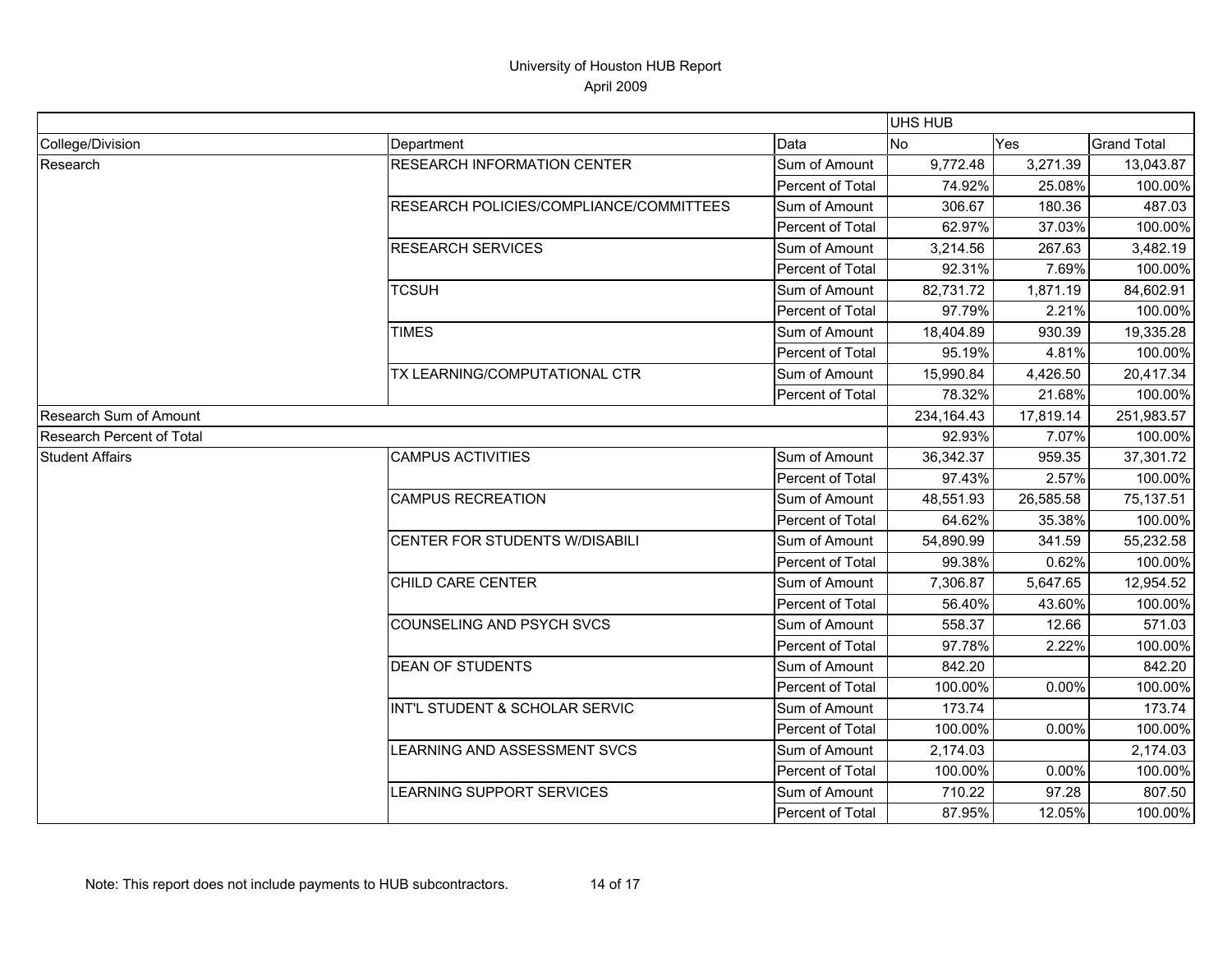University of Houston HUB Report
April 2009

| | | | UHS HUB | | |
|---|---|---|---|---|---|
| College/Division | Department | Data | No | Yes | Grand Total |
| Research | RESEARCH INFORMATION CENTER | Sum of Amount | 9,772.48 | 3,271.39 | 13,043.87 |
| | | Percent of Total | 74.92% | 25.08% | 100.00% |
| | RESEARCH POLICIES/COMPLIANCE/COMMITTEES | Sum of Amount | 306.67 | 180.36 | 487.03 |
| | | Percent of Total | 62.97% | 37.03% | 100.00% |
| | RESEARCH SERVICES | Sum of Amount | 3,214.56 | 267.63 | 3,482.19 |
| | | Percent of Total | 92.31% | 7.69% | 100.00% |
| | TCSUH | Sum of Amount | 82,731.72 | 1,871.19 | 84,602.91 |
| | | Percent of Total | 97.79% | 2.21% | 100.00% |
| | TIMES | Sum of Amount | 18,404.89 | 930.39 | 19,335.28 |
| | | Percent of Total | 95.19% | 4.81% | 100.00% |
| | TX LEARNING/COMPUTATIONAL CTR | Sum of Amount | 15,990.84 | 4,426.50 | 20,417.34 |
| | | Percent of Total | 78.32% | 21.68% | 100.00% |
| Research Sum of Amount | | | 234,164.43 | 17,819.14 | 251,983.57 |
| Research Percent of Total | | | 92.93% | 7.07% | 100.00% |
| Student Affairs | CAMPUS ACTIVITIES | Sum of Amount | 36,342.37 | 959.35 | 37,301.72 |
| | | Percent of Total | 97.43% | 2.57% | 100.00% |
| | CAMPUS RECREATION | Sum of Amount | 48,551.93 | 26,585.58 | 75,137.51 |
| | | Percent of Total | 64.62% | 35.38% | 100.00% |
| | CENTER FOR STUDENTS W/DISABILI | Sum of Amount | 54,890.99 | 341.59 | 55,232.58 |
| | | Percent of Total | 99.38% | 0.62% | 100.00% |
| | CHILD CARE CENTER | Sum of Amount | 7,306.87 | 5,647.65 | 12,954.52 |
| | | Percent of Total | 56.40% | 43.60% | 100.00% |
| | COUNSELING AND PSYCH SVCS | Sum of Amount | 558.37 | 12.66 | 571.03 |
| | | Percent of Total | 97.78% | 2.22% | 100.00% |
| | DEAN OF STUDENTS | Sum of Amount | 842.20 | | 842.20 |
| | | Percent of Total | 100.00% | 0.00% | 100.00% |
| | INT'L STUDENT & SCHOLAR SERVIC | Sum of Amount | 173.74 | | 173.74 |
| | | Percent of Total | 100.00% | 0.00% | 100.00% |
| | LEARNING AND ASSESSMENT SVCS | Sum of Amount | 2,174.03 | | 2,174.03 |
| | | Percent of Total | 100.00% | 0.00% | 100.00% |
| | LEARNING SUPPORT SERVICES | Sum of Amount | 710.22 | 97.28 | 807.50 |
| | | Percent of Total | 87.95% | 12.05% | 100.00% |

Note: This report does not include payments to HUB subcontractors.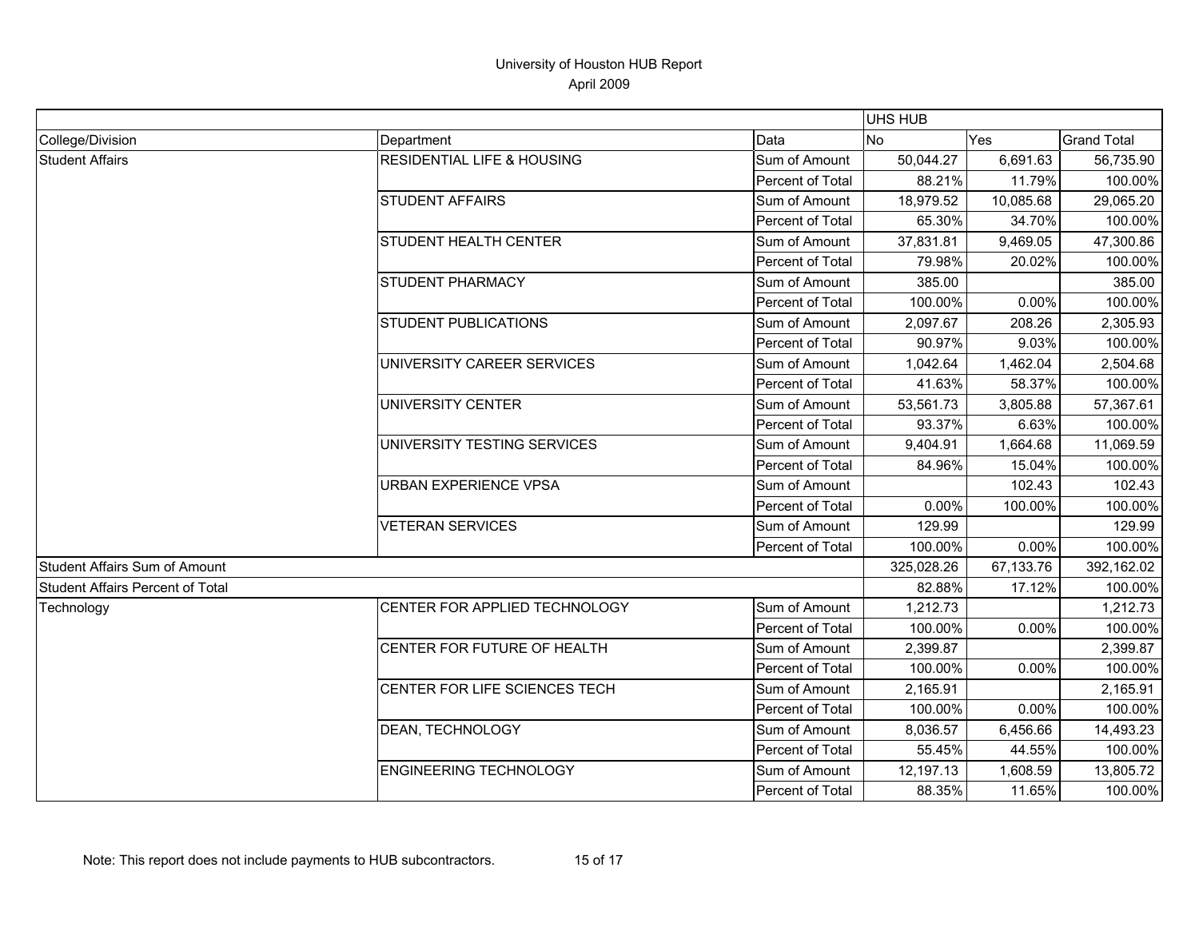University of Houston HUB Report

April 2009

| | | | UHS HUB | | |
|---|---|---|---|---|---|
| College/Division | Department | Data | No | Yes | Grand Total |
| Student Affairs | RESIDENTIAL LIFE & HOUSING | Sum of Amount | 50,044.27 | 6,691.63 | 56,735.90 |
| | | Percent of Total | 88.21% | 11.79% | 100.00% |
| | STUDENT AFFAIRS | Sum of Amount | 18,979.52 | 10,085.68 | 29,065.20 |
| | | Percent of Total | 65.30% | 34.70% | 100.00% |
| | STUDENT HEALTH CENTER | Sum of Amount | 37,831.81 | 9,469.05 | 47,300.86 |
| | | Percent of Total | 79.98% | 20.02% | 100.00% |
| | STUDENT PHARMACY | Sum of Amount | 385.00 | | 385.00 |
| | | Percent of Total | 100.00% | 0.00% | 100.00% |
| | STUDENT PUBLICATIONS | Sum of Amount | 2,097.67 | 208.26 | 2,305.93 |
| | | Percent of Total | 90.97% | 9.03% | 100.00% |
| | UNIVERSITY CAREER SERVICES | Sum of Amount | 1,042.64 | 1,462.04 | 2,504.68 |
| | | Percent of Total | 41.63% | 58.37% | 100.00% |
| | UNIVERSITY CENTER | Sum of Amount | 53,561.73 | 3,805.88 | 57,367.61 |
| | | Percent of Total | 93.37% | 6.63% | 100.00% |
| | UNIVERSITY TESTING SERVICES | Sum of Amount | 9,404.91 | 1,664.68 | 11,069.59 |
| | | Percent of Total | 84.96% | 15.04% | 100.00% |
| | URBAN EXPERIENCE VPSA | Sum of Amount | | 102.43 | 102.43 |
| | | Percent of Total | 0.00% | 100.00% | 100.00% |
| | VETERAN SERVICES | Sum of Amount | 129.99 | | 129.99 |
| | | Percent of Total | 100.00% | 0.00% | 100.00% |
| Student Affairs Sum of Amount | | | 325,028.26 | 67,133.76 | 392,162.02 |
| Student Affairs Percent of Total | | | 82.88% | 17.12% | 100.00% |
| Technology | CENTER FOR APPLIED TECHNOLOGY | Sum of Amount | 1,212.73 | | 1,212.73 |
| | | Percent of Total | 100.00% | 0.00% | 100.00% |
| | CENTER FOR FUTURE OF HEALTH | Sum of Amount | 2,399.87 | | 2,399.87 |
| | | Percent of Total | 100.00% | 0.00% | 100.00% |
| | CENTER FOR LIFE SCIENCES TECH | Sum of Amount | 2,165.91 | | 2,165.91 |
| | | Percent of Total | 100.00% | 0.00% | 100.00% |
| | DEAN, TECHNOLOGY | Sum of Amount | 8,036.57 | 6,456.66 | 14,493.23 |
| | | Percent of Total | 55.45% | 44.55% | 100.00% |
| | ENGINEERING TECHNOLOGY | Sum of Amount | 12,197.13 | 1,608.59 | 13,805.72 |
| | | Percent of Total | 88.35% | 11.65% | 100.00% |

Note: This report does not include payments to HUB subcontractors.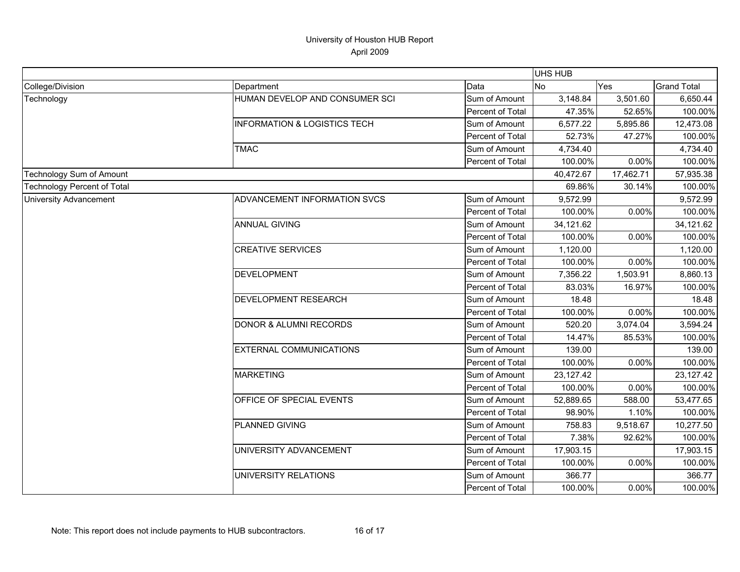# University of Houston HUB Report

April 2009

| | | | UHS HUB | | |
|---|---|---|---|---|---|
| College/Division | Department | Data | No | Yes | Grand Total |
| Technology | HUMAN DEVELOP AND CONSUMER SCI | Sum of Amount | 3,148.84 | 3,501.60 | 6,650.44 |
| | | Percent of Total | 47.35% | 52.65% | 100.00% |
| | INFORMATION & LOGISTICS TECH | Sum of Amount | 6,577.22 | 5,895.86 | 12,473.08 |
| | | Percent of Total | 52.73% | 47.27% | 100.00% |
| | TMAC | Sum of Amount | 4,734.40 | | 4,734.40 |
| | | Percent of Total | 100.00% | 0.00% | 100.00% |
| Technology Sum of Amount | | | 40,472.67 | 17,462.71 | 57,935.38 |
| Technology Percent of Total | | | 69.86% | 30.14% | 100.00% |
| University Advancement | ADVANCEMENT INFORMATION SVCS | Sum of Amount | 9,572.99 | | 9,572.99 |
| | | Percent of Total | 100.00% | 0.00% | 100.00% |
| | ANNUAL GIVING | Sum of Amount | 34,121.62 | | 34,121.62 |
| | | Percent of Total | 100.00% | 0.00% | 100.00% |
| | CREATIVE SERVICES | Sum of Amount | 1,120.00 | | 1,120.00 |
| | | Percent of Total | 100.00% | 0.00% | 100.00% |
| | DEVELOPMENT | Sum of Amount | 7,356.22 | 1,503.91 | 8,860.13 |
| | | Percent of Total | 83.03% | 16.97% | 100.00% |
| | DEVELOPMENT RESEARCH | Sum of Amount | 18.48 | | 18.48 |
| | | Percent of Total | 100.00% | 0.00% | 100.00% |
| | DONOR & ALUMNI RECORDS | Sum of Amount | 520.20 | 3,074.04 | 3,594.24 |
| | | Percent of Total | 14.47% | 85.53% | 100.00% |
| | EXTERNAL COMMUNICATIONS | Sum of Amount | 139.00 | | 139.00 |
| | | Percent of Total | 100.00% | 0.00% | 100.00% |
| | MARKETING | Sum of Amount | 23,127.42 | | 23,127.42 |
| | | Percent of Total | 100.00% | 0.00% | 100.00% |
| | OFFICE OF SPECIAL EVENTS | Sum of Amount | 52,889.65 | 588.00 | 53,477.65 |
| | | Percent of Total | 98.90% | 1.10% | 100.00% |
| | PLANNED GIVING | Sum of Amount | 758.83 | 9,518.67 | 10,277.50 |
| | | Percent of Total | 7.38% | 92.62% | 100.00% |
| | UNIVERSITY ADVANCEMENT | Sum of Amount | 17,903.15 | | 17,903.15 |
| | | Percent of Total | 100.00% | 0.00% | 100.00% |
| | UNIVERSITY RELATIONS | Sum of Amount | 366.77 | | 366.77 |
| | | Percent of Total | 100.00% | 0.00% | 100.00% |

Note: This report does not include payments to HUB subcontractors.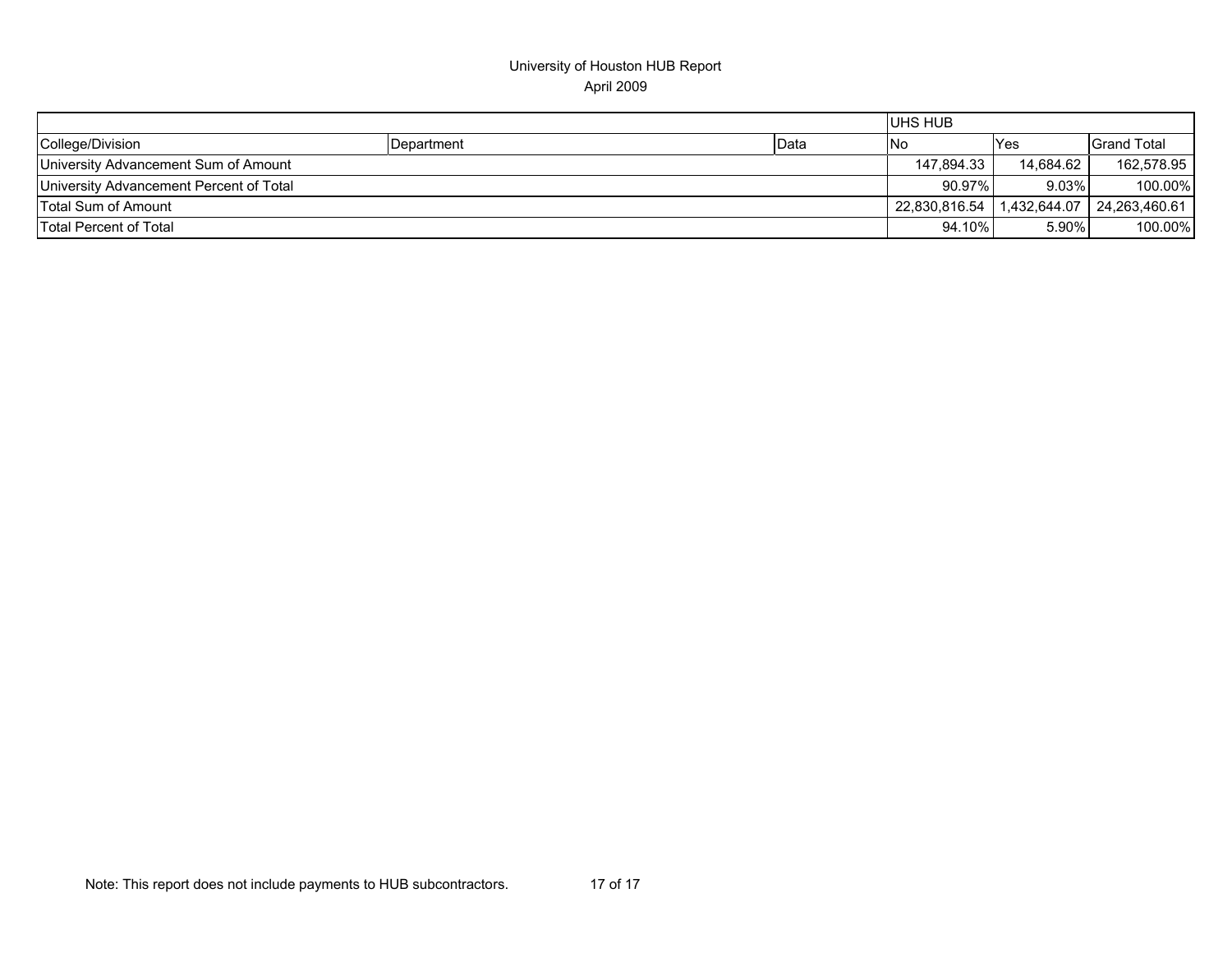University of Houston HUB Report
April 2009

| | | | UHS HUB | | |
|---|---|---|---|---|---|
| College/Division | Department | Data | No | Yes | Grand Total |
| University Advancement Sum of Amount | | | 147,894.33 | 14,684.62 | 162,578.95 |
| University Advancement Percent of Total | | | 90.97% | 9.03% | 100.00% |
| Total Sum of Amount | | | 22,830,816.54 | 1,432,644.07 | 24,263,460.61 |
| Total Percent of Total | | | 94.10% | 5.90% | 100.00% |

Note: This report does not include payments to HUB subcontractors.